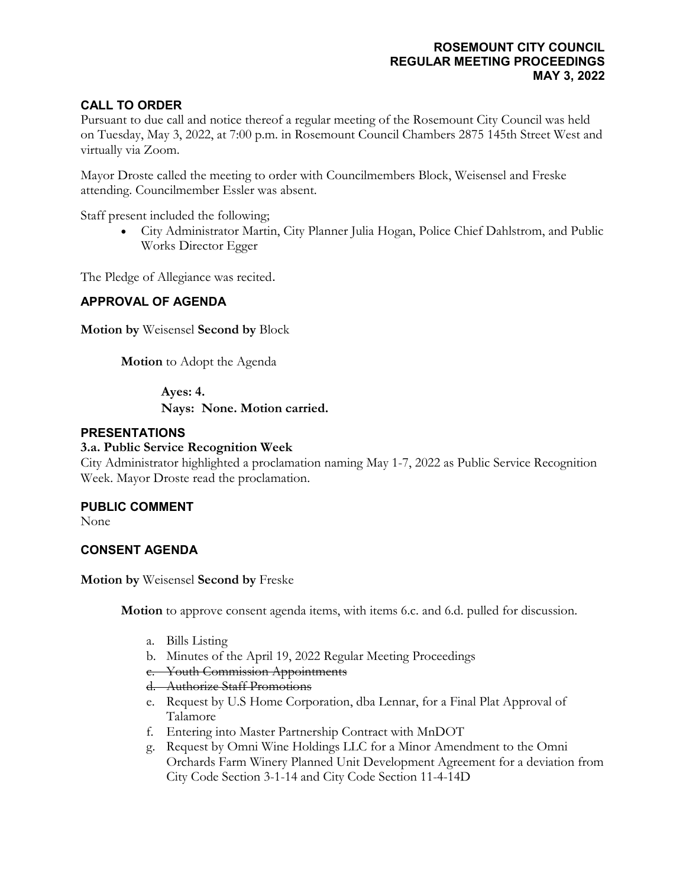**ROSEMOUNT CITY COUNCIL**
**REGULAR MEETING PROCEEDINGS**
**MAY 3, 2022**

## CALL TO ORDER

Pursuant to due call and notice thereof a regular meeting of the Rosemount City Council was held on Tuesday, May 3, 2022, at 7:00 p.m. in Rosemount Council Chambers 2875 145th Street West and virtually via Zoom.

Mayor Droste called the meeting to order with Councilmembers Block, Weisensel and Freske attending. Councilmember Essler was absent.

Staff present included the following;

- City Administrator Martin, City Planner Julia Hogan, Police Chief Dahlstrom, and Public Works Director Egger

The Pledge of Allegiance was recited.

## APPROVAL OF AGENDA

**Motion by** Weisensel **Second by** Block

**Motion** to Adopt the Agenda

**Ayes: 4.**
**Nays: None. Motion carried.**

## PRESENTATIONS

**3.a. Public Service Recognition Week**

City Administrator highlighted a proclamation naming May 1-7, 2022 as Public Service Recognition Week. Mayor Droste read the proclamation.

## PUBLIC COMMENT

None

## CONSENT AGENDA

**Motion by** Weisensel **Second by** Freske

**Motion** to approve consent agenda items, with items 6.c. and 6.d. pulled for discussion.

a. Bills Listing
b. Minutes of the April 19, 2022 Regular Meeting Proceedings
c. ~~Youth Commission Appointments~~
d. ~~Authorize Staff Promotions~~
e. Request by U.S Home Corporation, dba Lennar, for a Final Plat Approval of Talamore
f. Entering into Master Partnership Contract with MnDOT
g. Request by Omni Wine Holdings LLC for a Minor Amendment to the Omni Orchards Farm Winery Planned Unit Development Agreement for a deviation from City Code Section 3-1-14 and City Code Section 11-4-14D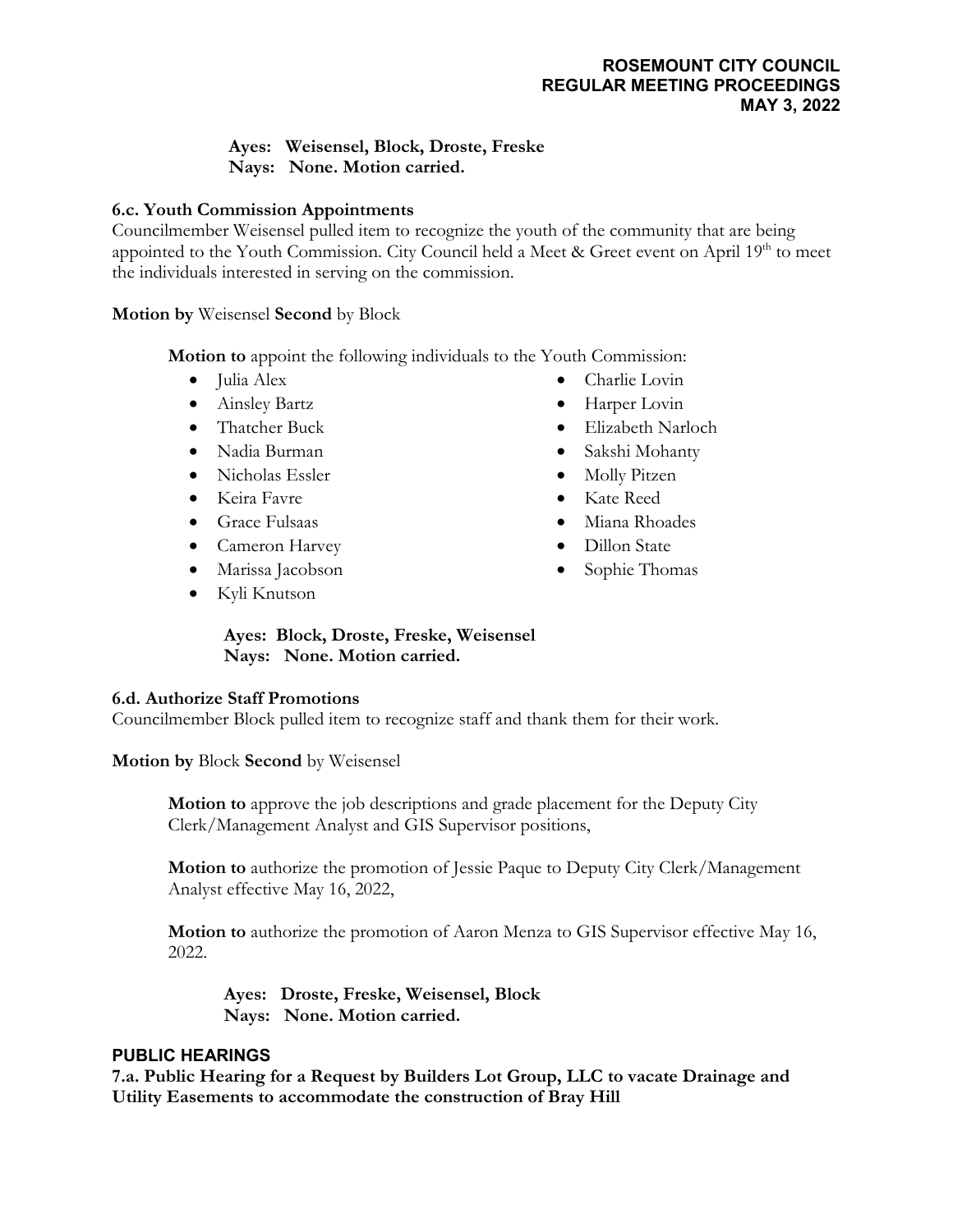**Ayes: Weisensel, Block, Droste, Freske**
**Nays: None. Motion carried.**

**6.c. Youth Commission Appointments**
Councilmember Weisensel pulled item to recognize the youth of the community that are being appointed to the Youth Commission. City Council held a Meet & Greet event on April 19th to meet the individuals interested in serving on the commission.

**Motion by** Weisensel **Second** by Block

**Motion to** appoint the following individuals to the Youth Commission:

- Julia Alex
- Ainsley Bartz
- Thatcher Buck
- Nadia Burman
- Nicholas Essler
- Keira Favre
- Grace Fulsaas
- Cameron Harvey
- Marissa Jacobson
- Kyli Knutson
- Charlie Lovin
- Harper Lovin
- Elizabeth Narloch
- Sakshi Mohanty
- Molly Pitzen
- Kate Reed
- Miana Rhoades
- Dillon State
- Sophie Thomas

**Ayes: Block, Droste, Freske, Weisensel**
**Nays: None. Motion carried.**

**6.d. Authorize Staff Promotions**
Councilmember Block pulled item to recognize staff and thank them for their work.

**Motion by** Block **Second** by Weisensel

**Motion to** approve the job descriptions and grade placement for the Deputy City Clerk/Management Analyst and GIS Supervisor positions,

**Motion to** authorize the promotion of Jessie Paque to Deputy City Clerk/Management Analyst effective May 16, 2022,

**Motion to** authorize the promotion of Aaron Menza to GIS Supervisor effective May 16, 2022.

**Ayes: Droste, Freske, Weisensel, Block**
**Nays: None. Motion carried.**

## PUBLIC HEARINGS

**7.a. Public Hearing for a Request by Builders Lot Group, LLC to vacate Drainage and Utility Easements to accommodate the construction of Bray Hill**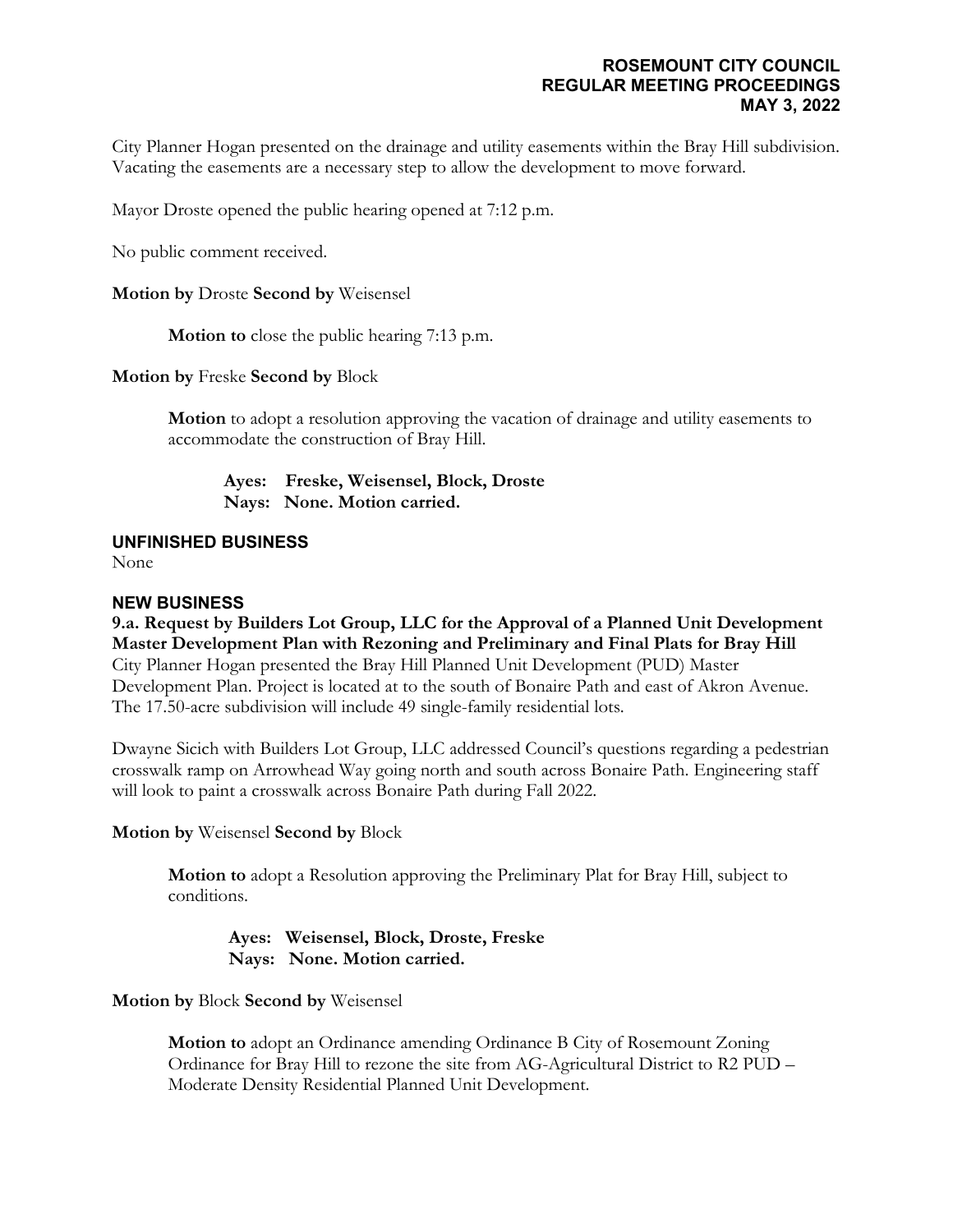City Planner Hogan presented on the drainage and utility easements within the Bray Hill subdivision. Vacating the easements are a necessary step to allow the development to move forward.

Mayor Droste opened the public hearing opened at 7:12 p.m.

No public comment received.

**Motion by** Droste **Second by** Weisensel

> **Motion to** close the public hearing 7:13 p.m.

**Motion by** Freske **Second by** Block

> **Motion** to adopt a resolution approving the vacation of drainage and utility easements to accommodate the construction of Bray Hill.
>
> **Ayes: Freske, Weisensel, Block, Droste**
> **Nays: None. Motion carried.**

## UNFINISHED BUSINESS

None

## NEW BUSINESS

**9.a. Request by Builders Lot Group, LLC for the Approval of a Planned Unit Development Master Development Plan with Rezoning and Preliminary and Final Plats for Bray Hill**
City Planner Hogan presented the Bray Hill Planned Unit Development (PUD) Master Development Plan. Project is located at to the south of Bonaire Path and east of Akron Avenue. The 17.50-acre subdivision will include 49 single-family residential lots.

Dwayne Sicich with Builders Lot Group, LLC addressed Council's questions regarding a pedestrian crosswalk ramp on Arrowhead Way going north and south across Bonaire Path. Engineering staff will look to paint a crosswalk across Bonaire Path during Fall 2022.

**Motion by** Weisensel **Second by** Block

> **Motion to** adopt a Resolution approving the Preliminary Plat for Bray Hill, subject to conditions.
>
> **Ayes: Weisensel, Block, Droste, Freske**
> **Nays: None. Motion carried.**

**Motion by** Block **Second by** Weisensel

> **Motion to** adopt an Ordinance amending Ordinance B City of Rosemount Zoning Ordinance for Bray Hill to rezone the site from AG-Agricultural District to R2 PUD – Moderate Density Residential Planned Unit Development.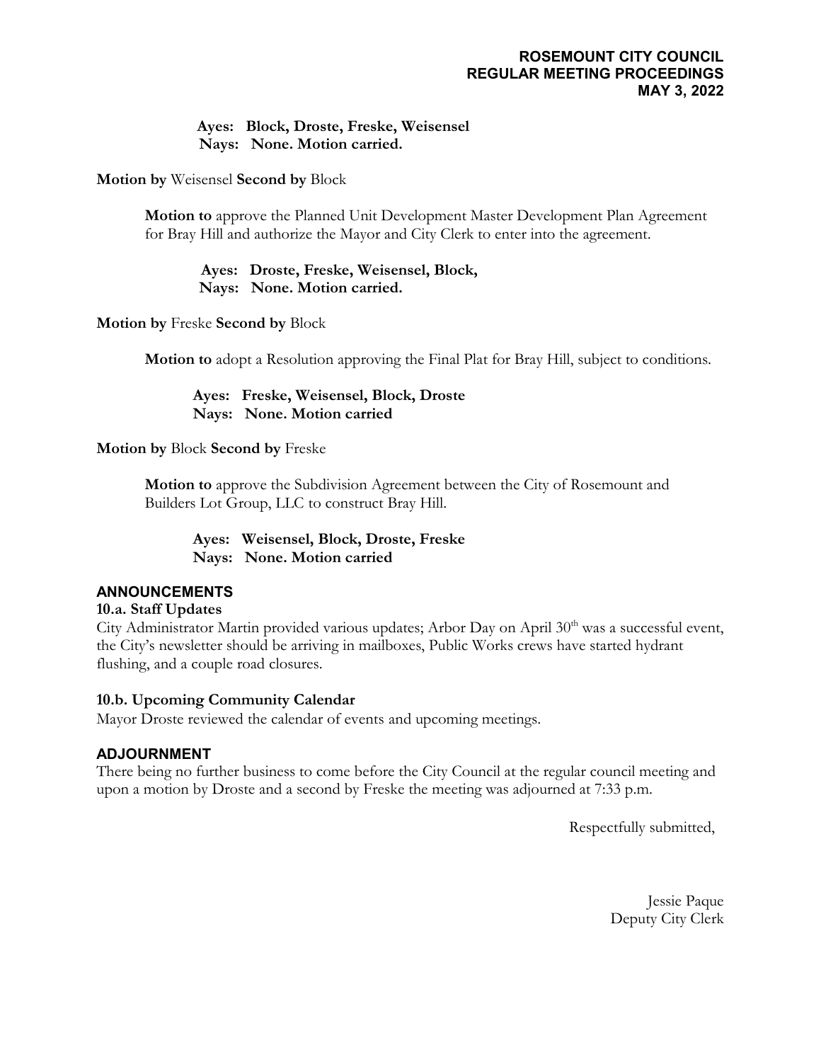**Ayes: Block, Droste, Freske, Weisensel**
**Nays: None. Motion carried.**

**Motion by** Weisensel **Second by** Block

**Motion to** approve the Planned Unit Development Master Development Plan Agreement for Bray Hill and authorize the Mayor and City Clerk to enter into the agreement.

**Ayes: Droste, Freske, Weisensel, Block,**
**Nays: None. Motion carried.**

**Motion by** Freske **Second by** Block

**Motion to** adopt a Resolution approving the Final Plat for Bray Hill, subject to conditions.

**Ayes: Freske, Weisensel, Block, Droste**
**Nays: None. Motion carried**

**Motion by** Block **Second by** Freske

**Motion to** approve the Subdivision Agreement between the City of Rosemount and Builders Lot Group, LLC to construct Bray Hill.

**Ayes: Weisensel, Block, Droste, Freske**
**Nays: None. Motion carried**

## ANNOUNCEMENTS

### 10.a. Staff Updates

City Administrator Martin provided various updates; Arbor Day on April 30th was a successful event, the City's newsletter should be arriving in mailboxes, Public Works crews have started hydrant flushing, and a couple road closures.

### 10.b. Upcoming Community Calendar

Mayor Droste reviewed the calendar of events and upcoming meetings.

## ADJOURNMENT

There being no further business to come before the City Council at the regular council meeting and upon a motion by Droste and a second by Freske the meeting was adjourned at 7:33 p.m.

Respectfully submitted,

Jessie Paque
Deputy City Clerk